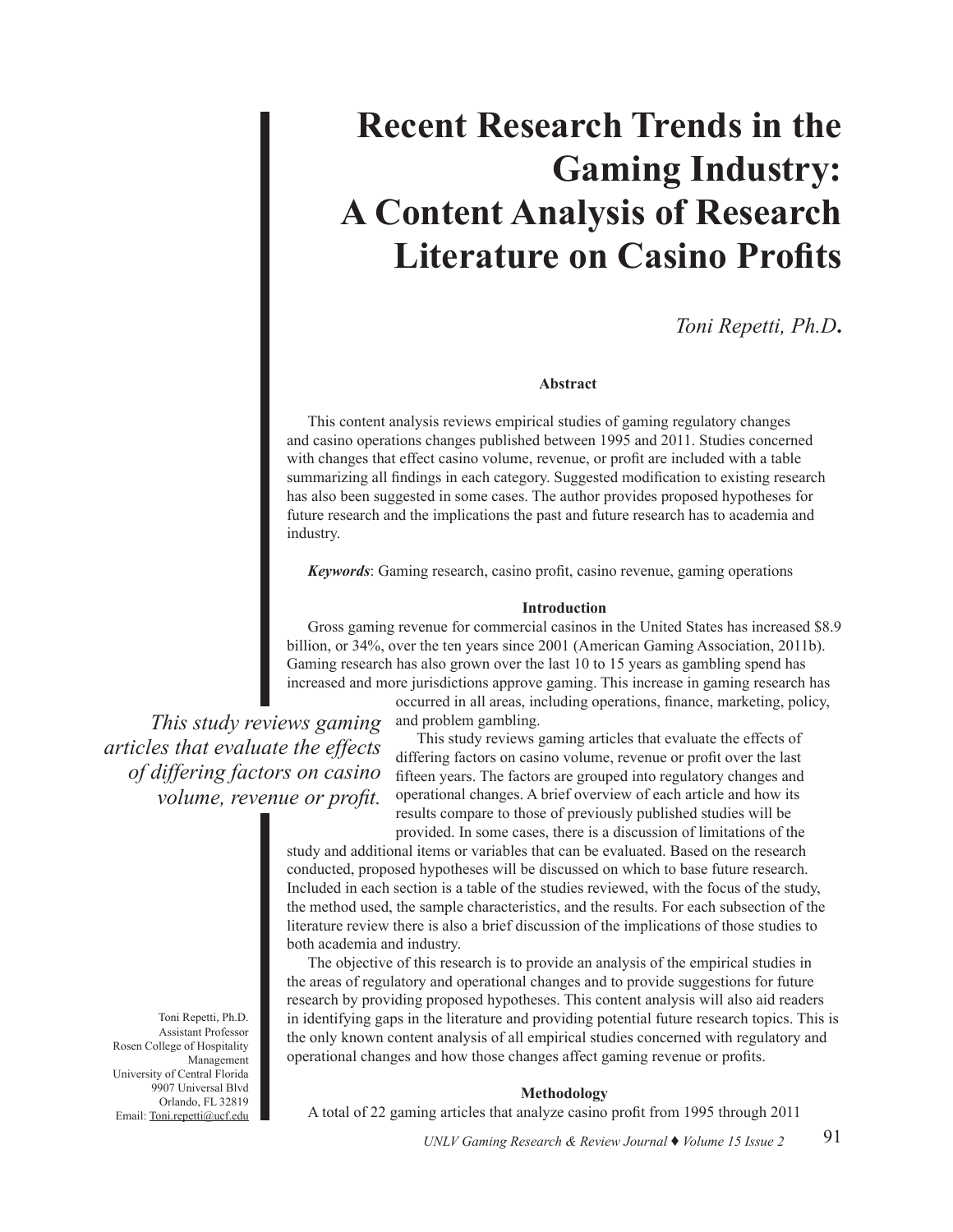# Recent Research Trends in the Gaming Industry: A Content Analysis of Research Literature on Casino Profits

*Toni Repetti, Ph.D.*

### Abstract

This content analysis reviews empirical studies of gaming regulatory changes and casino operations changes published between 1995 and 2011. Studies concerned with changes that effect casino volume, revenue, or profit are included with a table summarizing all findings in each category. Suggested modification to existing research has also been suggested in some cases. The author provides proposed hypotheses for future research and the implications the past and future research has to academia and industry.

***Keywords***: Gaming research, casino profit, casino revenue, gaming operations

### Introduction

Gross gaming revenue for commercial casinos in the United States has increased $8.9 billion, or 34%, over the ten years since 2001 (American Gaming Association, 2011b). Gaming research has also grown over the last 10 to 15 years as gambling spend has increased and more jurisdictions approve gaming. This increase in gaming research has occurred in all areas, including operations, finance, marketing, policy, and problem gambling.

This study reviews gaming articles that evaluate the effects of differing factors on casino volume, revenue or profit over the last fifteen years. The factors are grouped into regulatory changes and operational changes. A brief overview of each article and how its results compare to those of previously published studies will be provided. In some cases, there is a discussion of limitations of the study and additional items or variables that can be evaluated. Based on the research conducted, proposed hypotheses will be discussed on which to base future research. Included in each section is a table of the studies reviewed, with the focus of the study, the method used, the sample characteristics, and the results. For each subsection of the literature review there is also a brief discussion of the implications of those studies to both academia and industry.

The objective of this research is to provide an analysis of the empirical studies in the areas of regulatory and operational changes and to provide suggestions for future research by providing proposed hypotheses. This content analysis will also aid readers in identifying gaps in the literature and providing potential future research topics. This is the only known content analysis of all empirical studies concerned with regulatory and operational changes and how those changes affect gaming revenue or profits.

*This study reviews gaming articles that evaluate the effects of differing factors on casino volume, revenue or profit.*

Toni Repetti, Ph.D.
Assistant Professor
Rosen College of Hospitality Management
University of Central Florida
9907 Universal Blvd
Orlando, FL 32819
Email: Toni.repetti@ucf.edu

### Methodology

A total of 22 gaming articles that analyze casino profit from 1995 through 2011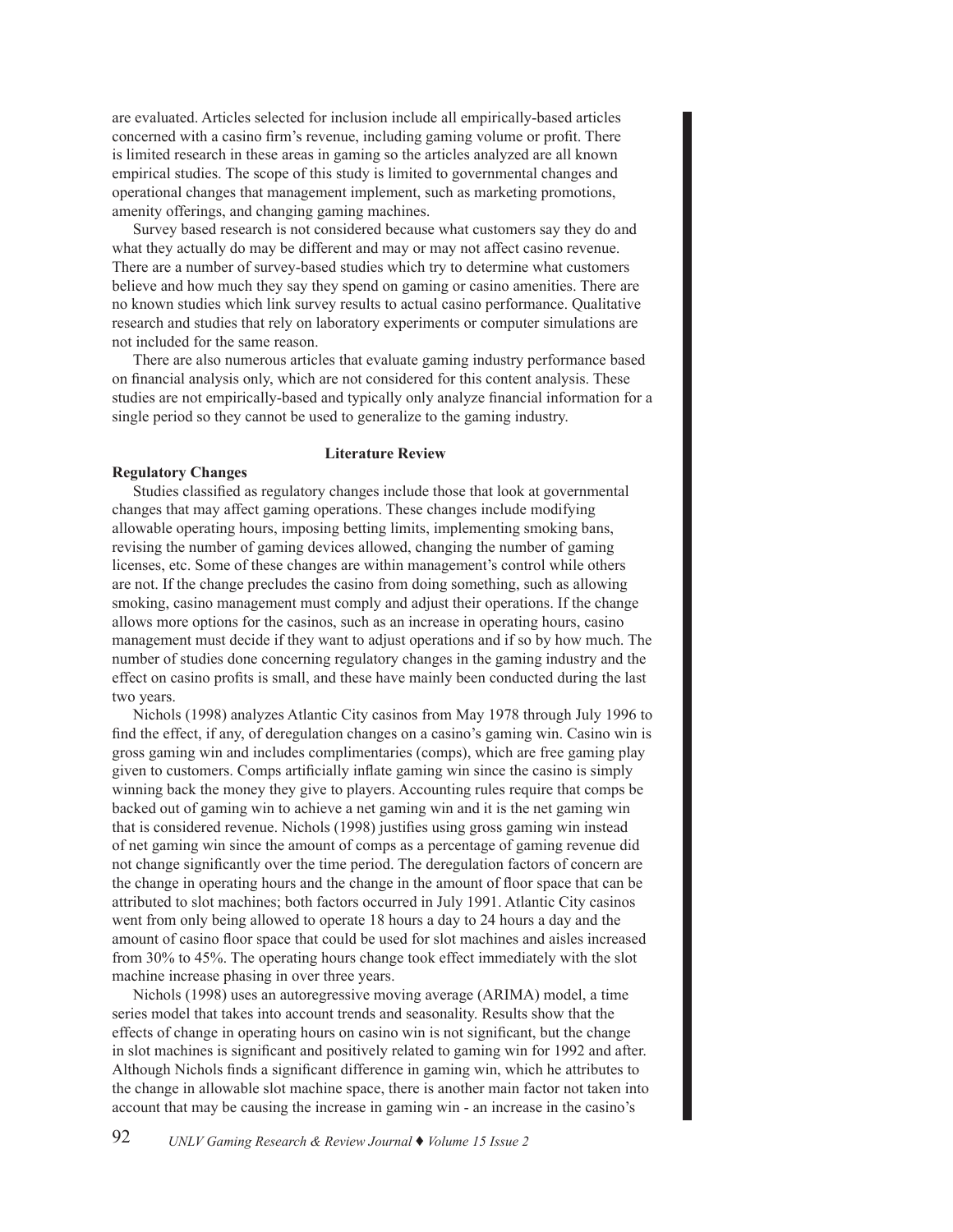are evaluated. Articles selected for inclusion include all empirically-based articles concerned with a casino firm's revenue, including gaming volume or profit. There is limited research in these areas in gaming so the articles analyzed are all known empirical studies. The scope of this study is limited to governmental changes and operational changes that management implement, such as marketing promotions, amenity offerings, and changing gaming machines.

Survey based research is not considered because what customers say they do and what they actually do may be different and may or may not affect casino revenue. There are a number of survey-based studies which try to determine what customers believe and how much they say they spend on gaming or casino amenities. There are no known studies which link survey results to actual casino performance. Qualitative research and studies that rely on laboratory experiments or computer simulations are not included for the same reason.

There are also numerous articles that evaluate gaming industry performance based on financial analysis only, which are not considered for this content analysis. These studies are not empirically-based and typically only analyze financial information for a single period so they cannot be used to generalize to the gaming industry.

## Literature Review

### Regulatory Changes

Studies classified as regulatory changes include those that look at governmental changes that may affect gaming operations. These changes include modifying allowable operating hours, imposing betting limits, implementing smoking bans, revising the number of gaming devices allowed, changing the number of gaming licenses, etc. Some of these changes are within management's control while others are not. If the change precludes the casino from doing something, such as allowing smoking, casino management must comply and adjust their operations. If the change allows more options for the casinos, such as an increase in operating hours, casino management must decide if they want to adjust operations and if so by how much. The number of studies done concerning regulatory changes in the gaming industry and the effect on casino profits is small, and these have mainly been conducted during the last two years.

Nichols (1998) analyzes Atlantic City casinos from May 1978 through July 1996 to find the effect, if any, of deregulation changes on a casino's gaming win. Casino win is gross gaming win and includes complimentaries (comps), which are free gaming play given to customers. Comps artificially inflate gaming win since the casino is simply winning back the money they give to players. Accounting rules require that comps be backed out of gaming win to achieve a net gaming win and it is the net gaming win that is considered revenue. Nichols (1998) justifies using gross gaming win instead of net gaming win since the amount of comps as a percentage of gaming revenue did not change significantly over the time period. The deregulation factors of concern are the change in operating hours and the change in the amount of floor space that can be attributed to slot machines; both factors occurred in July 1991. Atlantic City casinos went from only being allowed to operate 18 hours a day to 24 hours a day and the amount of casino floor space that could be used for slot machines and aisles increased from 30% to 45%. The operating hours change took effect immediately with the slot machine increase phasing in over three years.

Nichols (1998) uses an autoregressive moving average (ARIMA) model, a time series model that takes into account trends and seasonality. Results show that the effects of change in operating hours on casino win is not significant, but the change in slot machines is significant and positively related to gaming win for 1992 and after. Although Nichols finds a significant difference in gaming win, which he attributes to the change in allowable slot machine space, there is another main factor not taken into account that may be causing the increase in gaming win - an increase in the casino's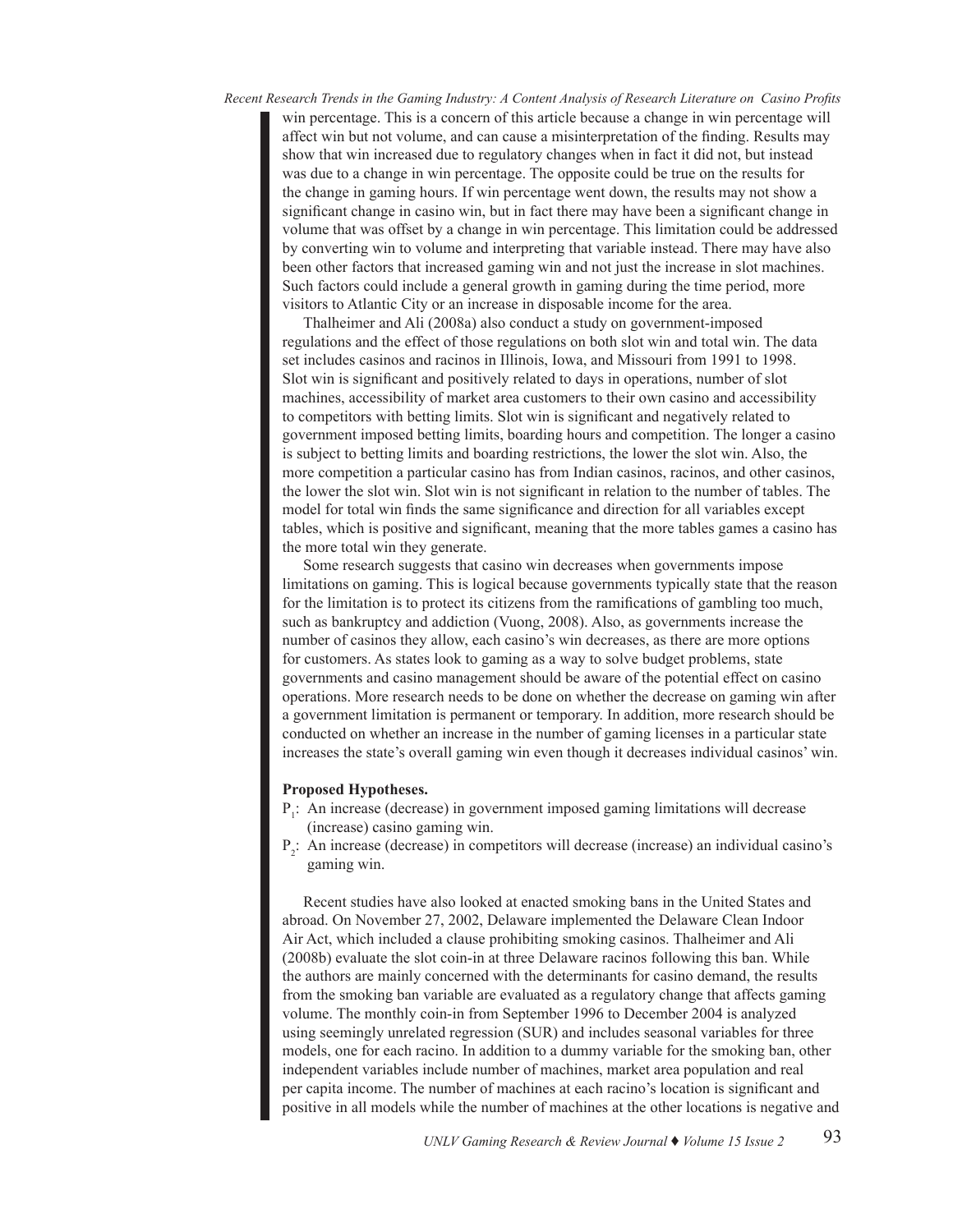win percentage. This is a concern of this article because a change in win percentage will affect win but not volume, and can cause a misinterpretation of the finding. Results may show that win increased due to regulatory changes when in fact it did not, but instead was due to a change in win percentage. The opposite could be true on the results for the change in gaming hours. If win percentage went down, the results may not show a significant change in casino win, but in fact there may have been a significant change in volume that was offset by a change in win percentage. This limitation could be addressed by converting win to volume and interpreting that variable instead. There may have also been other factors that increased gaming win and not just the increase in slot machines. Such factors could include a general growth in gaming during the time period, more visitors to Atlantic City or an increase in disposable income for the area.

Thalheimer and Ali (2008a) also conduct a study on government-imposed regulations and the effect of those regulations on both slot win and total win. The data set includes casinos and racinos in Illinois, Iowa, and Missouri from 1991 to 1998. Slot win is significant and positively related to days in operations, number of slot machines, accessibility of market area customers to their own casino and accessibility to competitors with betting limits. Slot win is significant and negatively related to government imposed betting limits, boarding hours and competition. The longer a casino is subject to betting limits and boarding restrictions, the lower the slot win. Also, the more competition a particular casino has from Indian casinos, racinos, and other casinos, the lower the slot win. Slot win is not significant in relation to the number of tables. The model for total win finds the same significance and direction for all variables except tables, which is positive and significant, meaning that the more tables games a casino has the more total win they generate.

Some research suggests that casino win decreases when governments impose limitations on gaming. This is logical because governments typically state that the reason for the limitation is to protect its citizens from the ramifications of gambling too much, such as bankruptcy and addiction (Vuong, 2008). Also, as governments increase the number of casinos they allow, each casino's win decreases, as there are more options for customers. As states look to gaming as a way to solve budget problems, state governments and casino management should be aware of the potential effect on casino operations. More research needs to be done on whether the decrease on gaming win after a government limitation is permanent or temporary. In addition, more research should be conducted on whether an increase in the number of gaming licenses in a particular state increases the state's overall gaming win even though it decreases individual casinos' win.

**Proposed Hypotheses.**

$P_1$: An increase (decrease) in government imposed gaming limitations will decrease (increase) casino gaming win.

$P_2$: An increase (decrease) in competitors will decrease (increase) an individual casino's gaming win.

Recent studies have also looked at enacted smoking bans in the United States and abroad. On November 27, 2002, Delaware implemented the Delaware Clean Indoor Air Act, which included a clause prohibiting smoking casinos. Thalheimer and Ali (2008b) evaluate the slot coin-in at three Delaware racinos following this ban. While the authors are mainly concerned with the determinants for casino demand, the results from the smoking ban variable are evaluated as a regulatory change that affects gaming volume. The monthly coin-in from September 1996 to December 2004 is analyzed using seemingly unrelated regression (SUR) and includes seasonal variables for three models, one for each racino. In addition to a dummy variable for the smoking ban, other independent variables include number of machines, market area population and real per capita income. The number of machines at each racino's location is significant and positive in all models while the number of machines at the other locations is negative and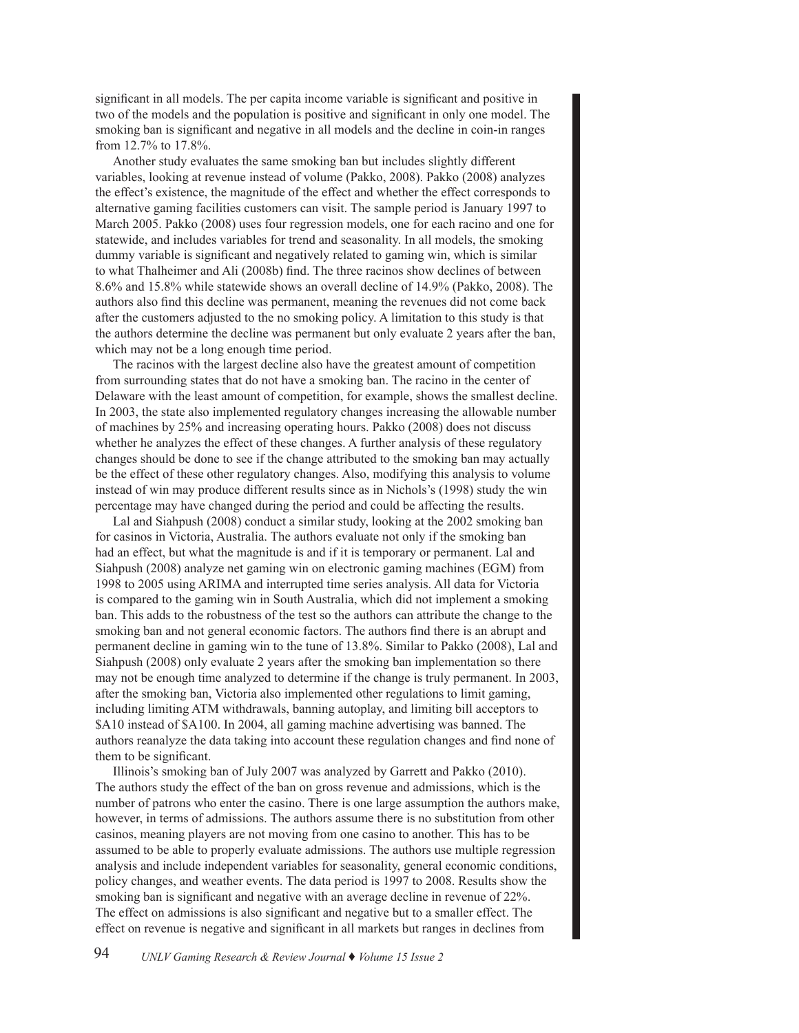significant in all models. The per capita income variable is significant and positive in two of the models and the population is positive and significant in only one model. The smoking ban is significant and negative in all models and the decline in coin-in ranges from 12.7% to 17.8%.

Another study evaluates the same smoking ban but includes slightly different variables, looking at revenue instead of volume (Pakko, 2008). Pakko (2008) analyzes the effect's existence, the magnitude of the effect and whether the effect corresponds to alternative gaming facilities customers can visit. The sample period is January 1997 to March 2005. Pakko (2008) uses four regression models, one for each racino and one for statewide, and includes variables for trend and seasonality. In all models, the smoking dummy variable is significant and negatively related to gaming win, which is similar to what Thalheimer and Ali (2008b) find. The three racinos show declines of between 8.6% and 15.8% while statewide shows an overall decline of 14.9% (Pakko, 2008). The authors also find this decline was permanent, meaning the revenues did not come back after the customers adjusted to the no smoking policy. A limitation to this study is that the authors determine the decline was permanent but only evaluate 2 years after the ban, which may not be a long enough time period.

The racinos with the largest decline also have the greatest amount of competition from surrounding states that do not have a smoking ban. The racino in the center of Delaware with the least amount of competition, for example, shows the smallest decline. In 2003, the state also implemented regulatory changes increasing the allowable number of machines by 25% and increasing operating hours. Pakko (2008) does not discuss whether he analyzes the effect of these changes. A further analysis of these regulatory changes should be done to see if the change attributed to the smoking ban may actually be the effect of these other regulatory changes. Also, modifying this analysis to volume instead of win may produce different results since as in Nichols's (1998) study the win percentage may have changed during the period and could be affecting the results.

Lal and Siahpush (2008) conduct a similar study, looking at the 2002 smoking ban for casinos in Victoria, Australia. The authors evaluate not only if the smoking ban had an effect, but what the magnitude is and if it is temporary or permanent. Lal and Siahpush (2008) analyze net gaming win on electronic gaming machines (EGM) from 1998 to 2005 using ARIMA and interrupted time series analysis. All data for Victoria is compared to the gaming win in South Australia, which did not implement a smoking ban. This adds to the robustness of the test so the authors can attribute the change to the smoking ban and not general economic factors. The authors find there is an abrupt and permanent decline in gaming win to the tune of 13.8%. Similar to Pakko (2008), Lal and Siahpush (2008) only evaluate 2 years after the smoking ban implementation so there may not be enough time analyzed to determine if the change is truly permanent. In 2003, after the smoking ban, Victoria also implemented other regulations to limit gaming, including limiting ATM withdrawals, banning autoplay, and limiting bill acceptors to \$A10 instead of \$A100. In 2004, all gaming machine advertising was banned. The authors reanalyze the data taking into account these regulation changes and find none of them to be significant.

Illinois's smoking ban of July 2007 was analyzed by Garrett and Pakko (2010). The authors study the effect of the ban on gross revenue and admissions, which is the number of patrons who enter the casino. There is one large assumption the authors make, however, in terms of admissions. The authors assume there is no substitution from other casinos, meaning players are not moving from one casino to another. This has to be assumed to be able to properly evaluate admissions. The authors use multiple regression analysis and include independent variables for seasonality, general economic conditions, policy changes, and weather events. The data period is 1997 to 2008. Results show the smoking ban is significant and negative with an average decline in revenue of 22%. The effect on admissions is also significant and negative but to a smaller effect. The effect on revenue is negative and significant in all markets but ranges in declines from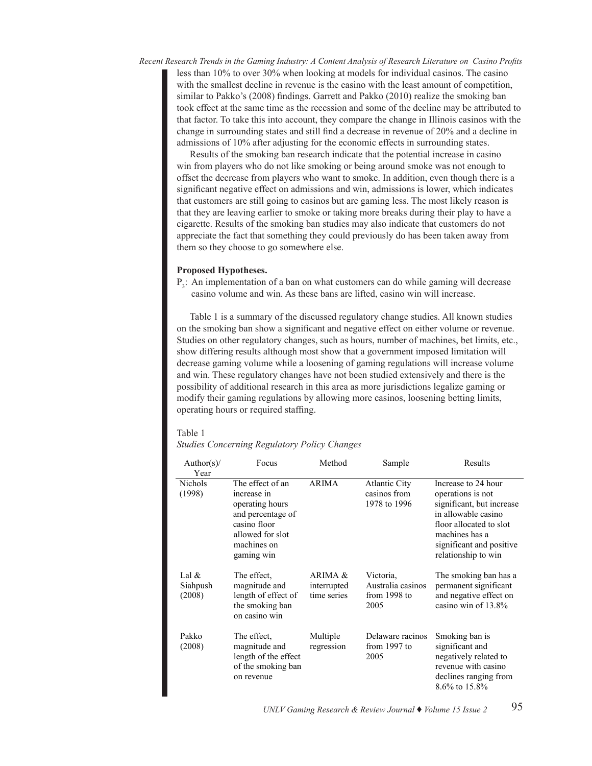less than 10% to over 30% when looking at models for individual casinos. The casino with the smallest decline in revenue is the casino with the least amount of competition, similar to Pakko's (2008) findings. Garrett and Pakko (2010) realize the smoking ban took effect at the same time as the recession and some of the decline may be attributed to that factor. To take this into account, they compare the change in Illinois casinos with the change in surrounding states and still find a decrease in revenue of 20% and a decline in admissions of 10% after adjusting for the economic effects in surrounding states.

Results of the smoking ban research indicate that the potential increase in casino win from players who do not like smoking or being around smoke was not enough to offset the decrease from players who want to smoke. In addition, even though there is a significant negative effect on admissions and win, admissions is lower, which indicates that customers are still going to casinos but are gaming less. The most likely reason is that they are leaving earlier to smoke or taking more breaks during their play to have a cigarette. Results of the smoking ban studies may also indicate that customers do not appreciate the fact that something they could previously do has been taken away from them so they choose to go somewhere else.

**Proposed Hypotheses.**

$P_3$: An implementation of a ban on what customers can do while gaming will decrease casino volume and win. As these bans are lifted, casino win will increase.

Table 1 is a summary of the discussed regulatory change studies. All known studies on the smoking ban show a significant and negative effect on either volume or revenue. Studies on other regulatory changes, such as hours, number of machines, bet limits, etc., show differing results although most show that a government imposed limitation will decrease gaming volume while a loosening of gaming regulations will increase volume and win. These regulatory changes have not been studied extensively and there is the possibility of additional research in this area as more jurisdictions legalize gaming or modify their gaming regulations by allowing more casinos, loosening betting limits, operating hours or required staffing.

Table 1

*Studies Concerning Regulatory Policy Changes*

| Author(s)/ Year | Focus | Method | Sample | Results |
|---|---|---|---|---|
| Nichols (1998) | The effect of an increase in operating hours and percentage of casino floor allowed for slot machines on gaming win | ARIMA | Atlantic City casinos from 1978 to 1996 | Increase to 24 hour operations is not significant, but increase in allowable casino floor allocated to slot machines has a significant and positive relationship to win |
| Lal & Siahpush (2008) | The effect, magnitude and length of effect of the smoking ban on casino win | ARIMA & interrupted time series | Victoria, Australia casinos from 1998 to 2005 | The smoking ban has a permanent significant and negative effect on casino win of 13.8% |
| Pakko (2008) | The effect, magnitude and length of the effect of the smoking ban on revenue | Multiple regression | Delaware racinos from 1997 to 2005 | Smoking ban is significant and negatively related to revenue with casino declines ranging from 8.6% to 15.8% |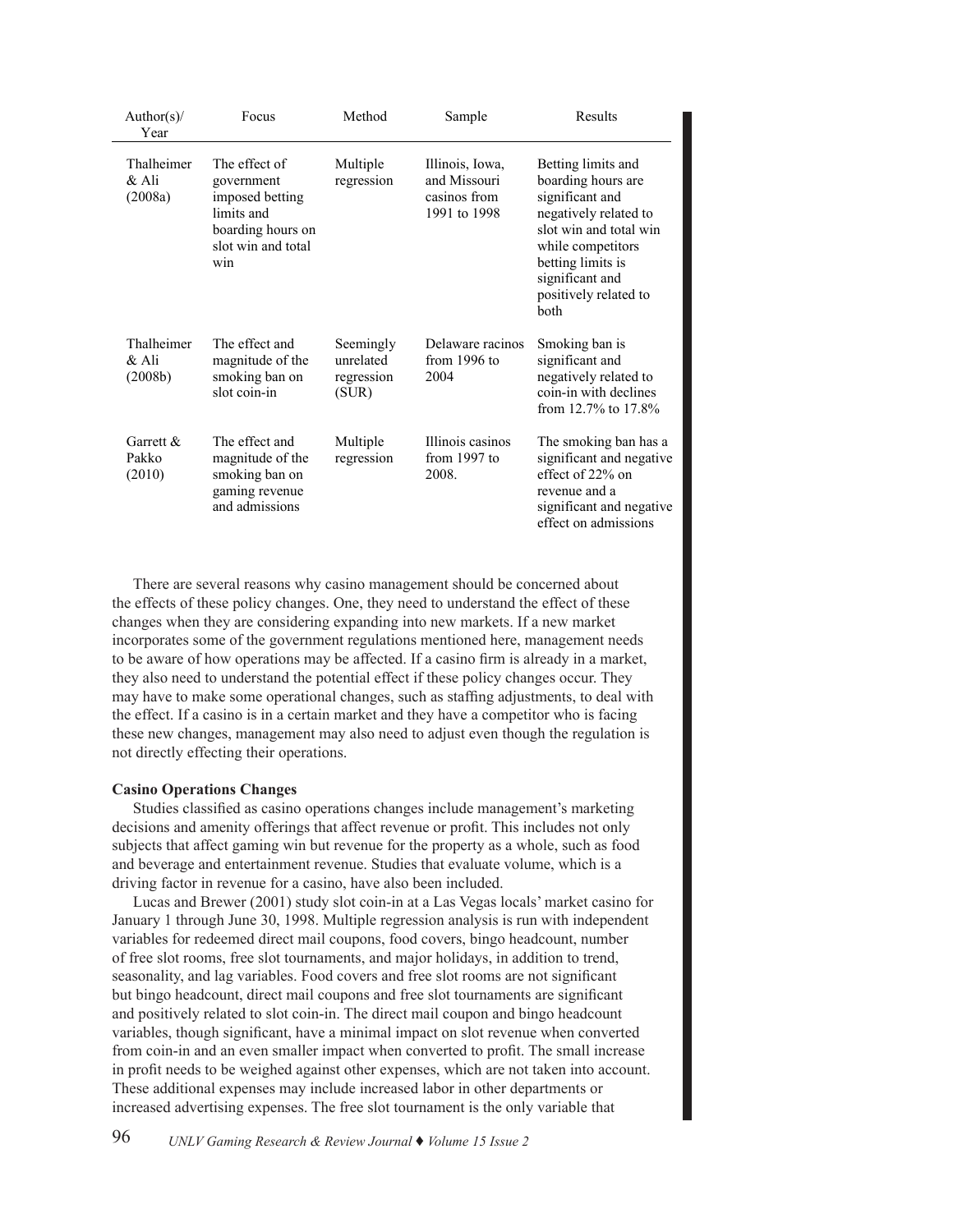| Author(s)/ Year | Focus | Method | Sample | Results |
|---|---|---|---|---|
| Thalheimer & Ali (2008a) | The effect of government imposed betting limits and boarding hours on slot win and total win | Multiple regression | Illinois, Iowa, and Missouri casinos from 1991 to 1998 | Betting limits and boarding hours are significant and negatively related to slot win and total win while competitors betting limits is significant and positively related to both |
| Thalheimer & Ali (2008b) | The effect and magnitude of the smoking ban on slot coin-in | Seemingly unrelated regression (SUR) | Delaware racinos from 1996 to 2004 | Smoking ban is significant and negatively related to coin-in with declines from 12.7% to 17.8% |
| Garrett & Pakko (2010) | The effect and magnitude of the smoking ban on gaming revenue and admissions | Multiple regression | Illinois casinos from 1997 to 2008. | The smoking ban has a significant and negative effect of 22% on revenue and a significant and negative effect on admissions |

There are several reasons why casino management should be concerned about the effects of these policy changes. One, they need to understand the effect of these changes when they are considering expanding into new markets. If a new market incorporates some of the government regulations mentioned here, management needs to be aware of how operations may be affected. If a casino firm is already in a market, they also need to understand the potential effect if these policy changes occur. They may have to make some operational changes, such as staffing adjustments, to deal with the effect. If a casino is in a certain market and they have a competitor who is facing these new changes, management may also need to adjust even though the regulation is not directly effecting their operations.

**Casino Operations Changes**

Studies classified as casino operations changes include management's marketing decisions and amenity offerings that affect revenue or profit. This includes not only subjects that affect gaming win but revenue for the property as a whole, such as food and beverage and entertainment revenue. Studies that evaluate volume, which is a driving factor in revenue for a casino, have also been included.

Lucas and Brewer (2001) study slot coin-in at a Las Vegas locals' market casino for January 1 through June 30, 1998. Multiple regression analysis is run with independent variables for redeemed direct mail coupons, food covers, bingo headcount, number of free slot rooms, free slot tournaments, and major holidays, in addition to trend, seasonality, and lag variables. Food covers and free slot rooms are not significant but bingo headcount, direct mail coupons and free slot tournaments are significant and positively related to slot coin-in. The direct mail coupon and bingo headcount variables, though significant, have a minimal impact on slot revenue when converted from coin-in and an even smaller impact when converted to profit. The small increase in profit needs to be weighed against other expenses, which are not taken into account. These additional expenses may include increased labor in other departments or increased advertising expenses. The free slot tournament is the only variable that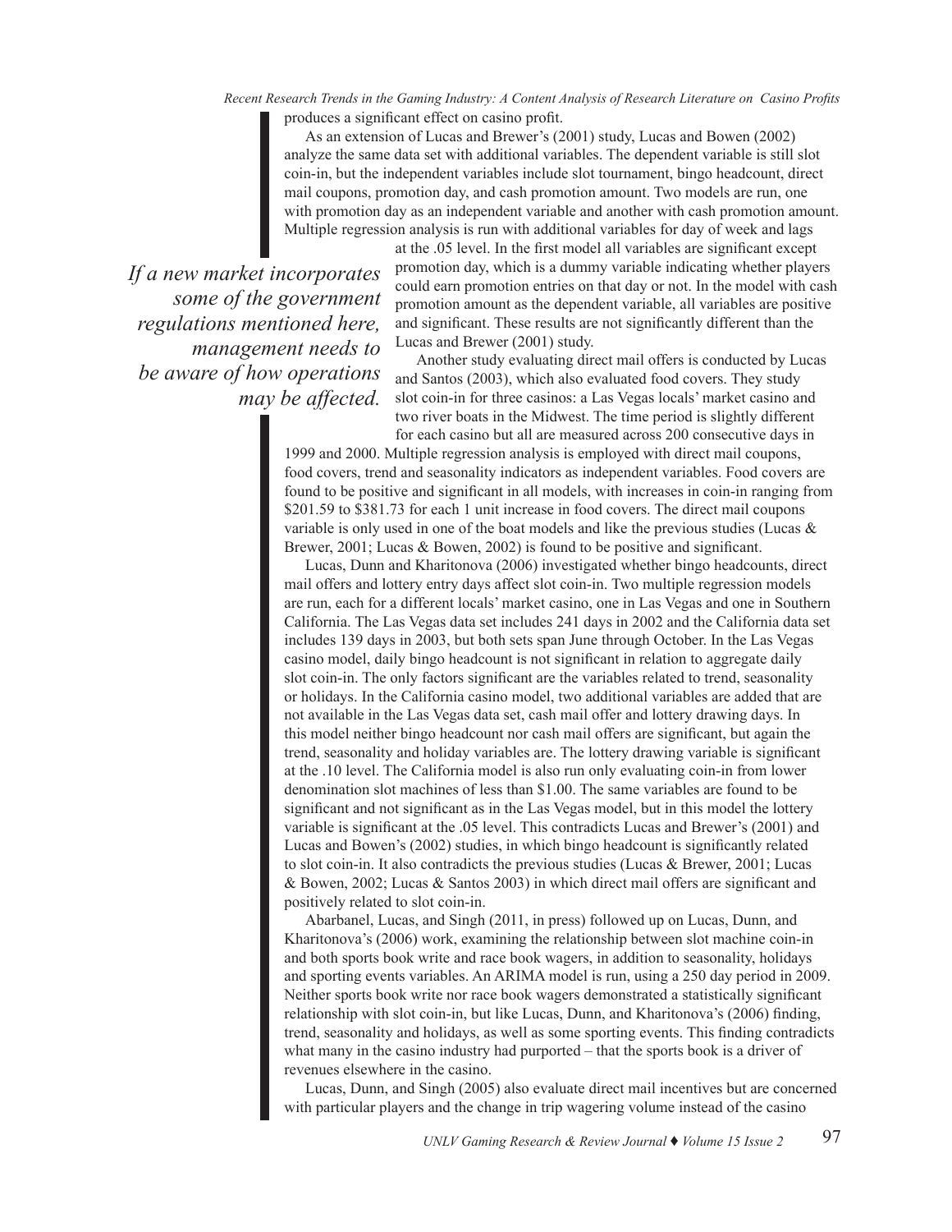produces a significant effect on casino profit.

As an extension of Lucas and Brewer's (2001) study, Lucas and Bowen (2002) analyze the same data set with additional variables. The dependent variable is still slot coin-in, but the independent variables include slot tournament, bingo headcount, direct mail coupons, promotion day, and cash promotion amount. Two models are run, one with promotion day as an independent variable and another with cash promotion amount. Multiple regression analysis is run with additional variables for day of week and lags at the .05 level. In the first model all variables are significant except promotion day, which is a dummy variable indicating whether players could earn promotion entries on that day or not. In the model with cash promotion amount as the dependent variable, all variables are positive and significant. These results are not significantly different than the Lucas and Brewer (2001) study.

*If a new market incorporates some of the government regulations mentioned here, management needs to be aware of how operations may be affected.*

Another study evaluating direct mail offers is conducted by Lucas and Santos (2003), which also evaluated food covers. They study slot coin-in for three casinos: a Las Vegas locals' market casino and two river boats in the Midwest. The time period is slightly different for each casino but all are measured across 200 consecutive days in 1999 and 2000. Multiple regression analysis is employed with direct mail coupons, food covers, trend and seasonality indicators as independent variables. Food covers are found to be positive and significant in all models, with increases in coin-in ranging from $201.59 to $381.73 for each 1 unit increase in food covers. The direct mail coupons variable is only used in one of the boat models and like the previous studies (Lucas & Brewer, 2001; Lucas & Bowen, 2002) is found to be positive and significant.

Lucas, Dunn and Kharitonova (2006) investigated whether bingo headcounts, direct mail offers and lottery entry days affect slot coin-in. Two multiple regression models are run, each for a different locals' market casino, one in Las Vegas and one in Southern California. The Las Vegas data set includes 241 days in 2002 and the California data set includes 139 days in 2003, but both sets span June through October. In the Las Vegas casino model, daily bingo headcount is not significant in relation to aggregate daily slot coin-in. The only factors significant are the variables related to trend, seasonality or holidays. In the California casino model, two additional variables are added that are not available in the Las Vegas data set, cash mail offer and lottery drawing days. In this model neither bingo headcount nor cash mail offers are significant, but again the trend, seasonality and holiday variables are. The lottery drawing variable is significant at the .10 level. The California model is also run only evaluating coin-in from lower denomination slot machines of less than $1.00. The same variables are found to be significant and not significant as in the Las Vegas model, but in this model the lottery variable is significant at the .05 level. This contradicts Lucas and Brewer's (2001) and Lucas and Bowen's (2002) studies, in which bingo headcount is significantly related to slot coin-in. It also contradicts the previous studies (Lucas & Brewer, 2001; Lucas & Bowen, 2002; Lucas & Santos 2003) in which direct mail offers are significant and positively related to slot coin-in.

Abarbanel, Lucas, and Singh (2011, in press) followed up on Lucas, Dunn, and Kharitonova's (2006) work, examining the relationship between slot machine coin-in and both sports book write and race book wagers, in addition to seasonality, holidays and sporting events variables. An ARIMA model is run, using a 250 day period in 2009. Neither sports book write nor race book wagers demonstrated a statistically significant relationship with slot coin-in, but like Lucas, Dunn, and Kharitonova's (2006) finding, trend, seasonality and holidays, as well as some sporting events. This finding contradicts what many in the casino industry had purported – that the sports book is a driver of revenues elsewhere in the casino.

Lucas, Dunn, and Singh (2005) also evaluate direct mail incentives but are concerned with particular players and the change in trip wagering volume instead of the casino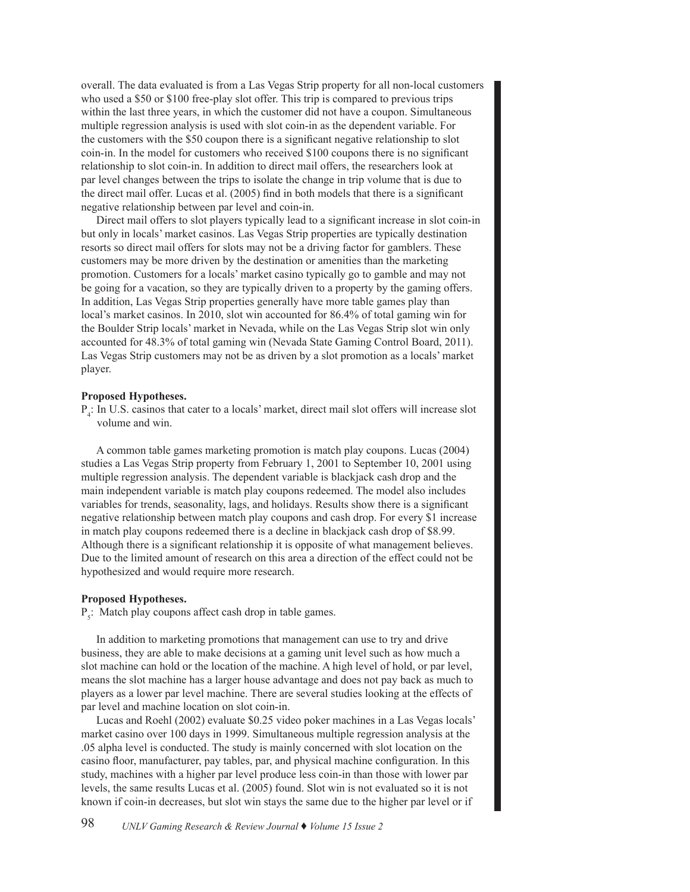overall. The data evaluated is from a Las Vegas Strip property for all non-local customers who used a $50 or $100 free-play slot offer. This trip is compared to previous trips within the last three years, in which the customer did not have a coupon. Simultaneous multiple regression analysis is used with slot coin-in as the dependent variable. For the customers with the $50 coupon there is a significant negative relationship to slot coin-in. In the model for customers who received $100 coupons there is no significant relationship to slot coin-in. In addition to direct mail offers, the researchers look at par level changes between the trips to isolate the change in trip volume that is due to the direct mail offer. Lucas et al. (2005) find in both models that there is a significant negative relationship between par level and coin-in.

Direct mail offers to slot players typically lead to a significant increase in slot coin-in but only in locals' market casinos. Las Vegas Strip properties are typically destination resorts so direct mail offers for slots may not be a driving factor for gamblers. These customers may be more driven by the destination or amenities than the marketing promotion. Customers for a locals' market casino typically go to gamble and may not be going for a vacation, so they are typically driven to a property by the gaming offers. In addition, Las Vegas Strip properties generally have more table games play than local's market casinos. In 2010, slot win accounted for 86.4% of total gaming win for the Boulder Strip locals' market in Nevada, while on the Las Vegas Strip slot win only accounted for 48.3% of total gaming win (Nevada State Gaming Control Board, 2011). Las Vegas Strip customers may not be as driven by a slot promotion as a locals' market player.

**Proposed Hypotheses.**

$P_4$: In U.S. casinos that cater to a locals' market, direct mail slot offers will increase slot volume and win.

A common table games marketing promotion is match play coupons. Lucas (2004) studies a Las Vegas Strip property from February 1, 2001 to September 10, 2001 using multiple regression analysis. The dependent variable is blackjack cash drop and the main independent variable is match play coupons redeemed. The model also includes variables for trends, seasonality, lags, and holidays. Results show there is a significant negative relationship between match play coupons and cash drop. For every $1 increase in match play coupons redeemed there is a decline in blackjack cash drop of $8.99. Although there is a significant relationship it is opposite of what management believes. Due to the limited amount of research on this area a direction of the effect could not be hypothesized and would require more research.

**Proposed Hypotheses.**

$P_5$: Match play coupons affect cash drop in table games.

In addition to marketing promotions that management can use to try and drive business, they are able to make decisions at a gaming unit level such as how much a slot machine can hold or the location of the machine. A high level of hold, or par level, means the slot machine has a larger house advantage and does not pay back as much to players as a lower par level machine. There are several studies looking at the effects of par level and machine location on slot coin-in.

Lucas and Roehl (2002) evaluate $0.25 video poker machines in a Las Vegas locals' market casino over 100 days in 1999. Simultaneous multiple regression analysis at the .05 alpha level is conducted. The study is mainly concerned with slot location on the casino floor, manufacturer, pay tables, par, and physical machine configuration. In this study, machines with a higher par level produce less coin-in than those with lower par levels, the same results Lucas et al. (2005) found. Slot win is not evaluated so it is not known if coin-in decreases, but slot win stays the same due to the higher par level or if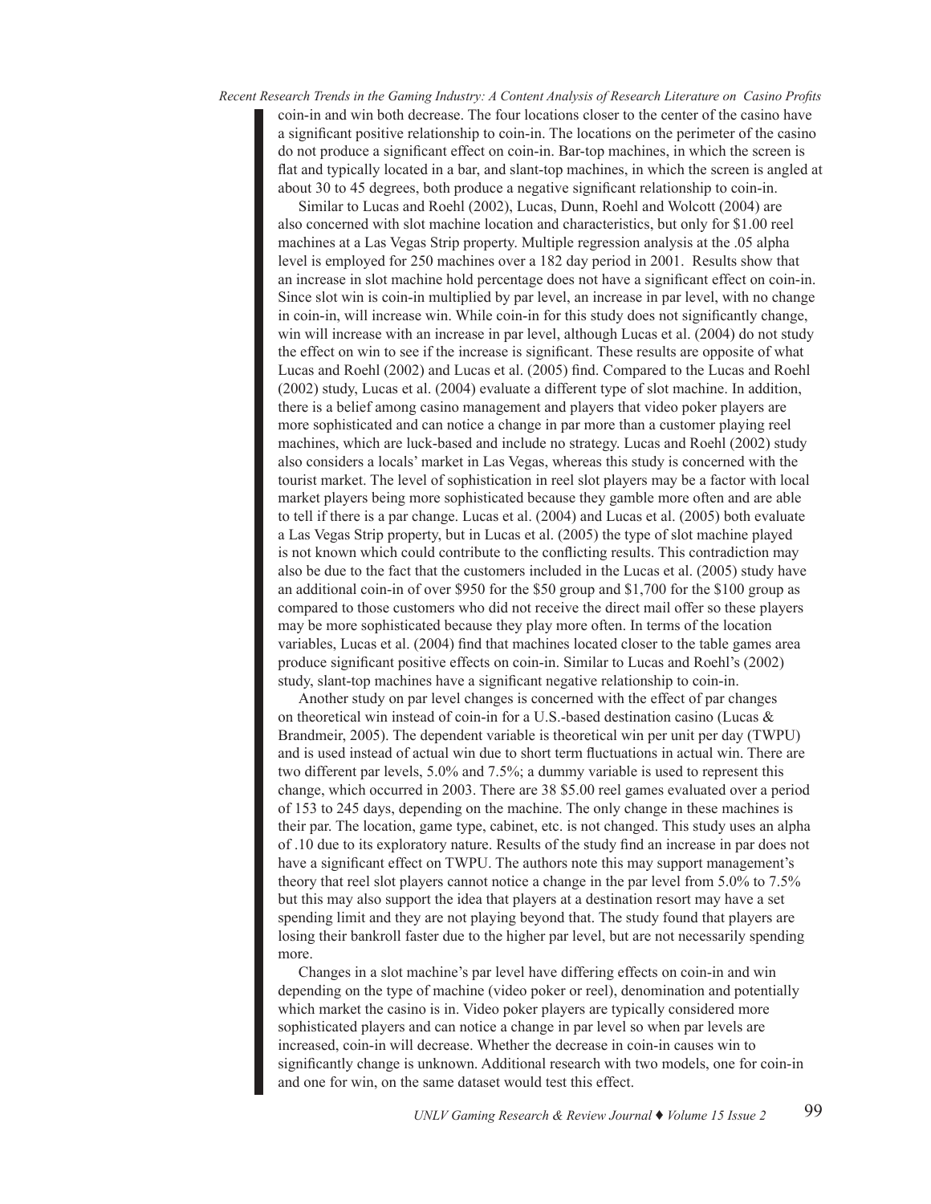coin-in and win both decrease. The four locations closer to the center of the casino have a significant positive relationship to coin-in. The locations on the perimeter of the casino do not produce a significant effect on coin-in. Bar-top machines, in which the screen is flat and typically located in a bar, and slant-top machines, in which the screen is angled at about 30 to 45 degrees, both produce a negative significant relationship to coin-in.

Similar to Lucas and Roehl (2002), Lucas, Dunn, Roehl and Wolcott (2004) are also concerned with slot machine location and characteristics, but only for $1.00 reel machines at a Las Vegas Strip property. Multiple regression analysis at the .05 alpha level is employed for 250 machines over a 182 day period in 2001. Results show that an increase in slot machine hold percentage does not have a significant effect on coin-in. Since slot win is coin-in multiplied by par level, an increase in par level, with no change in coin-in, will increase win. While coin-in for this study does not significantly change, win will increase with an increase in par level, although Lucas et al. (2004) do not study the effect on win to see if the increase is significant. These results are opposite of what Lucas and Roehl (2002) and Lucas et al. (2005) find. Compared to the Lucas and Roehl (2002) study, Lucas et al. (2004) evaluate a different type of slot machine. In addition, there is a belief among casino management and players that video poker players are more sophisticated and can notice a change in par more than a customer playing reel machines, which are luck-based and include no strategy. Lucas and Roehl (2002) study also considers a locals' market in Las Vegas, whereas this study is concerned with the tourist market. The level of sophistication in reel slot players may be a factor with local market players being more sophisticated because they gamble more often and are able to tell if there is a par change. Lucas et al. (2004) and Lucas et al. (2005) both evaluate a Las Vegas Strip property, but in Lucas et al. (2005) the type of slot machine played is not known which could contribute to the conflicting results. This contradiction may also be due to the fact that the customers included in the Lucas et al. (2005) study have an additional coin-in of over $950 for the $50 group and $1,700 for the $100 group as compared to those customers who did not receive the direct mail offer so these players may be more sophisticated because they play more often. In terms of the location variables, Lucas et al. (2004) find that machines located closer to the table games area produce significant positive effects on coin-in. Similar to Lucas and Roehl's (2002) study, slant-top machines have a significant negative relationship to coin-in.

Another study on par level changes is concerned with the effect of par changes on theoretical win instead of coin-in for a U.S.-based destination casino (Lucas & Brandmeir, 2005). The dependent variable is theoretical win per unit per day (TWPU) and is used instead of actual win due to short term fluctuations in actual win. There are two different par levels, 5.0% and 7.5%; a dummy variable is used to represent this change, which occurred in 2003. There are 38 $5.00 reel games evaluated over a period of 153 to 245 days, depending on the machine. The only change in these machines is their par. The location, game type, cabinet, etc. is not changed. This study uses an alpha of .10 due to its exploratory nature. Results of the study find an increase in par does not have a significant effect on TWPU. The authors note this may support management's theory that reel slot players cannot notice a change in the par level from 5.0% to 7.5% but this may also support the idea that players at a destination resort may have a set spending limit and they are not playing beyond that. The study found that players are losing their bankroll faster due to the higher par level, but are not necessarily spending more.

Changes in a slot machine's par level have differing effects on coin-in and win depending on the type of machine (video poker or reel), denomination and potentially which market the casino is in. Video poker players are typically considered more sophisticated players and can notice a change in par level so when par levels are increased, coin-in will decrease. Whether the decrease in coin-in causes win to significantly change is unknown. Additional research with two models, one for coin-in and one for win, on the same dataset would test this effect.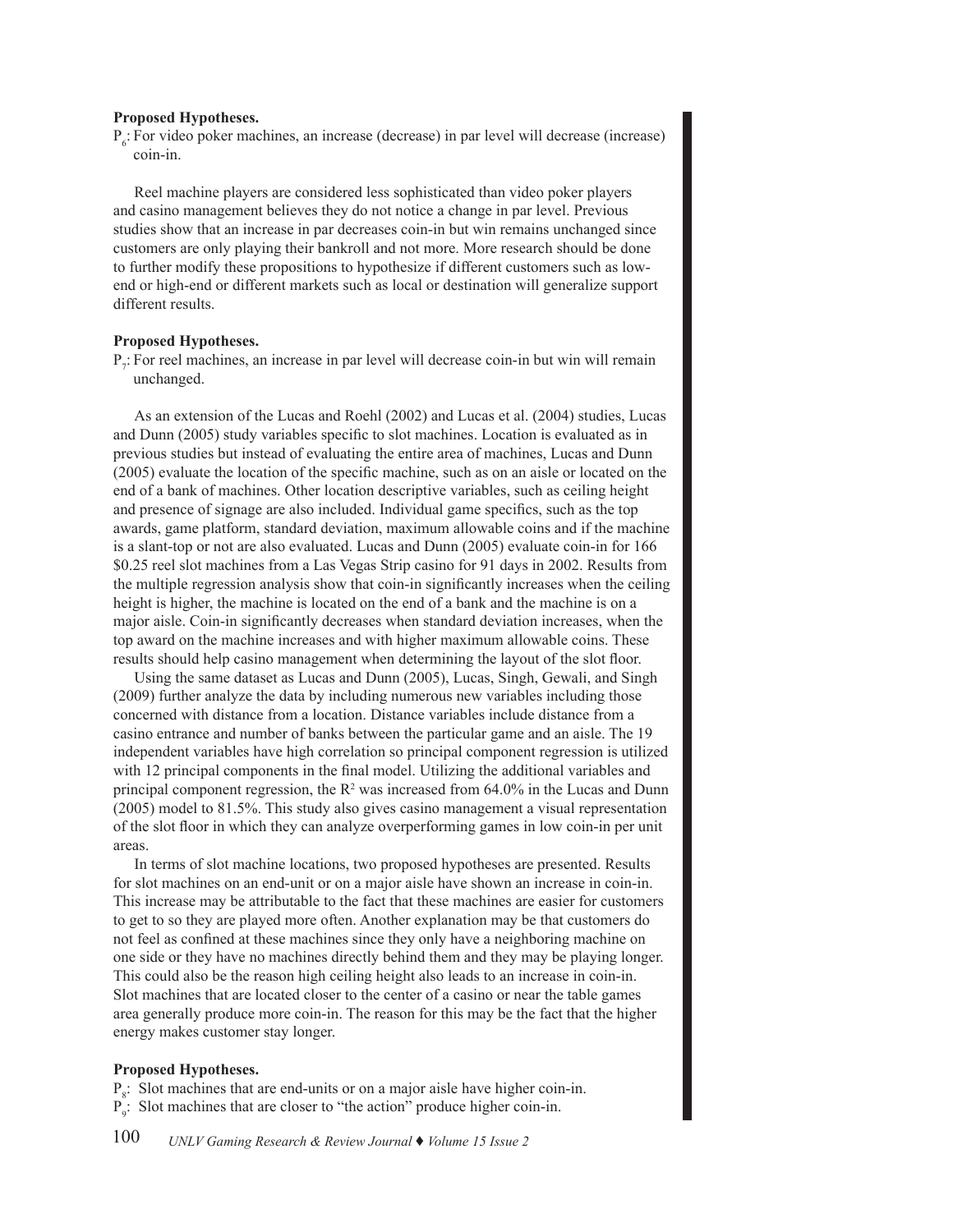**Proposed Hypotheses.**

$P_6$: For video poker machines, an increase (decrease) in par level will decrease (increase) coin-in.

Reel machine players are considered less sophisticated than video poker players and casino management believes they do not notice a change in par level. Previous studies show that an increase in par decreases coin-in but win remains unchanged since customers are only playing their bankroll and not more. More research should be done to further modify these propositions to hypothesize if different customers such as low-end or high-end or different markets such as local or destination will generalize support different results.

**Proposed Hypotheses.**

$P_7$: For reel machines, an increase in par level will decrease coin-in but win will remain unchanged.

As an extension of the Lucas and Roehl (2002) and Lucas et al. (2004) studies, Lucas and Dunn (2005) study variables specific to slot machines. Location is evaluated as in previous studies but instead of evaluating the entire area of machines, Lucas and Dunn (2005) evaluate the location of the specific machine, such as on an aisle or located on the end of a bank of machines. Other location descriptive variables, such as ceiling height and presence of signage are also included. Individual game specifics, such as the top awards, game platform, standard deviation, maximum allowable coins and if the machine is a slant-top or not are also evaluated. Lucas and Dunn (2005) evaluate coin-in for 166 \$0.25 reel slot machines from a Las Vegas Strip casino for 91 days in 2002. Results from the multiple regression analysis show that coin-in significantly increases when the ceiling height is higher, the machine is located on the end of a bank and the machine is on a major aisle. Coin-in significantly decreases when standard deviation increases, when the top award on the machine increases and with higher maximum allowable coins. These results should help casino management when determining the layout of the slot floor.

Using the same dataset as Lucas and Dunn (2005), Lucas, Singh, Gewali, and Singh (2009) further analyze the data by including numerous new variables including those concerned with distance from a location. Distance variables include distance from a casino entrance and number of banks between the particular game and an aisle. The 19 independent variables have high correlation so principal component regression is utilized with 12 principal components in the final model. Utilizing the additional variables and principal component regression, the $R^2$ was increased from 64.0% in the Lucas and Dunn (2005) model to 81.5%. This study also gives casino management a visual representation of the slot floor in which they can analyze overperforming games in low coin-in per unit areas.

In terms of slot machine locations, two proposed hypotheses are presented. Results for slot machines on an end-unit or on a major aisle have shown an increase in coin-in. This increase may be attributable to the fact that these machines are easier for customers to get to so they are played more often. Another explanation may be that customers do not feel as confined at these machines since they only have a neighboring machine on one side or they have no machines directly behind them and they may be playing longer. This could also be the reason high ceiling height also leads to an increase in coin-in. Slot machines that are located closer to the center of a casino or near the table games area generally produce more coin-in. The reason for this may be the fact that the higher energy makes customer stay longer.

**Proposed Hypotheses.**

$P_8$: Slot machines that are end-units or on a major aisle have higher coin-in.

$P_9$: Slot machines that are closer to "the action" produce higher coin-in.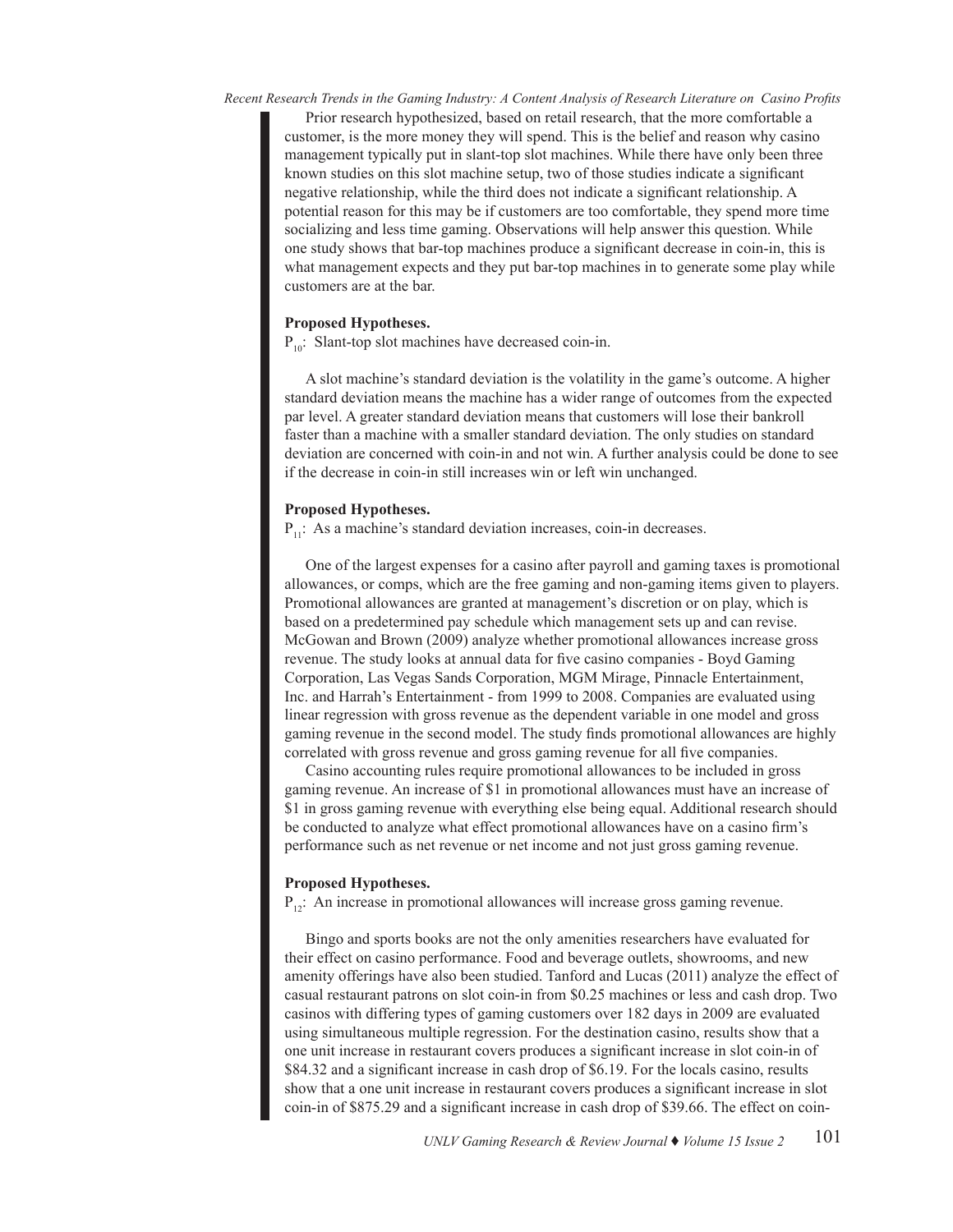Prior research hypothesized, based on retail research, that the more comfortable a customer, is the more money they will spend. This is the belief and reason why casino management typically put in slant-top slot machines. While there have only been three known studies on this slot machine setup, two of those studies indicate a significant negative relationship, while the third does not indicate a significant relationship. A potential reason for this may be if customers are too comfortable, they spend more time socializing and less time gaming. Observations will help answer this question. While one study shows that bar-top machines produce a significant decrease in coin-in, this is what management expects and they put bar-top machines in to generate some play while customers are at the bar.

**Proposed Hypotheses.**

$P_{10}$: Slant-top slot machines have decreased coin-in.

A slot machine's standard deviation is the volatility in the game's outcome. A higher standard deviation means the machine has a wider range of outcomes from the expected par level. A greater standard deviation means that customers will lose their bankroll faster than a machine with a smaller standard deviation. The only studies on standard deviation are concerned with coin-in and not win. A further analysis could be done to see if the decrease in coin-in still increases win or left win unchanged.

**Proposed Hypotheses.**

$P_{11}$: As a machine's standard deviation increases, coin-in decreases.

One of the largest expenses for a casino after payroll and gaming taxes is promotional allowances, or comps, which are the free gaming and non-gaming items given to players. Promotional allowances are granted at management's discretion or on play, which is based on a predetermined pay schedule which management sets up and can revise. McGowan and Brown (2009) analyze whether promotional allowances increase gross revenue. The study looks at annual data for five casino companies - Boyd Gaming Corporation, Las Vegas Sands Corporation, MGM Mirage, Pinnacle Entertainment, Inc. and Harrah's Entertainment - from 1999 to 2008. Companies are evaluated using linear regression with gross revenue as the dependent variable in one model and gross gaming revenue in the second model. The study finds promotional allowances are highly correlated with gross revenue and gross gaming revenue for all five companies.

Casino accounting rules require promotional allowances to be included in gross gaming revenue. An increase of $1 in promotional allowances must have an increase of $1 in gross gaming revenue with everything else being equal. Additional research should be conducted to analyze what effect promotional allowances have on a casino firm's performance such as net revenue or net income and not just gross gaming revenue.

**Proposed Hypotheses.**

$P_{12}$: An increase in promotional allowances will increase gross gaming revenue.

Bingo and sports books are not the only amenities researchers have evaluated for their effect on casino performance. Food and beverage outlets, showrooms, and new amenity offerings have also been studied. Tanford and Lucas (2011) analyze the effect of casual restaurant patrons on slot coin-in from $0.25 machines or less and cash drop. Two casinos with differing types of gaming customers over 182 days in 2009 are evaluated using simultaneous multiple regression. For the destination casino, results show that a one unit increase in restaurant covers produces a significant increase in slot coin-in of $84.32 and a significant increase in cash drop of $6.19. For the locals casino, results show that a one unit increase in restaurant covers produces a significant increase in slot coin-in of $875.29 and a significant increase in cash drop of $39.66. The effect on coin-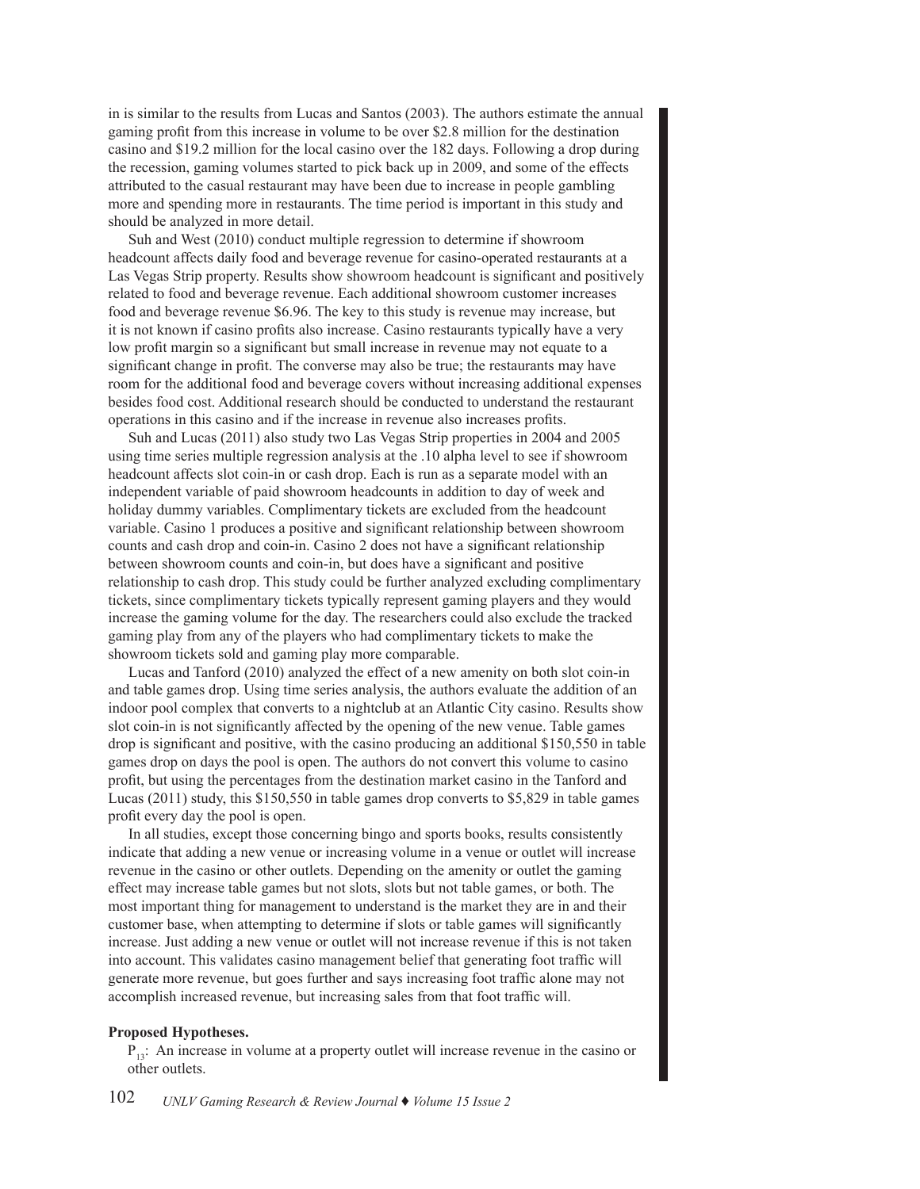in is similar to the results from Lucas and Santos (2003). The authors estimate the annual gaming profit from this increase in volume to be over \$2.8 million for the destination casino and \$19.2 million for the local casino over the 182 days. Following a drop during the recession, gaming volumes started to pick back up in 2009, and some of the effects attributed to the casual restaurant may have been due to increase in people gambling more and spending more in restaurants. The time period is important in this study and should be analyzed in more detail.

Suh and West (2010) conduct multiple regression to determine if showroom headcount affects daily food and beverage revenue for casino-operated restaurants at a Las Vegas Strip property. Results show showroom headcount is significant and positively related to food and beverage revenue. Each additional showroom customer increases food and beverage revenue \$6.96. The key to this study is revenue may increase, but it is not known if casino profits also increase. Casino restaurants typically have a very low profit margin so a significant but small increase in revenue may not equate to a significant change in profit. The converse may also be true; the restaurants may have room for the additional food and beverage covers without increasing additional expenses besides food cost. Additional research should be conducted to understand the restaurant operations in this casino and if the increase in revenue also increases profits.

Suh and Lucas (2011) also study two Las Vegas Strip properties in 2004 and 2005 using time series multiple regression analysis at the .10 alpha level to see if showroom headcount affects slot coin-in or cash drop. Each is run as a separate model with an independent variable of paid showroom headcounts in addition to day of week and holiday dummy variables. Complimentary tickets are excluded from the headcount variable. Casino 1 produces a positive and significant relationship between showroom counts and cash drop and coin-in. Casino 2 does not have a significant relationship between showroom counts and coin-in, but does have a significant and positive relationship to cash drop. This study could be further analyzed excluding complimentary tickets, since complimentary tickets typically represent gaming players and they would increase the gaming volume for the day. The researchers could also exclude the tracked gaming play from any of the players who had complimentary tickets to make the showroom tickets sold and gaming play more comparable.

Lucas and Tanford (2010) analyzed the effect of a new amenity on both slot coin-in and table games drop. Using time series analysis, the authors evaluate the addition of an indoor pool complex that converts to a nightclub at an Atlantic City casino. Results show slot coin-in is not significantly affected by the opening of the new venue. Table games drop is significant and positive, with the casino producing an additional \$150,550 in table games drop on days the pool is open. The authors do not convert this volume to casino profit, but using the percentages from the destination market casino in the Tanford and Lucas (2011) study, this \$150,550 in table games drop converts to \$5,829 in table games profit every day the pool is open.

In all studies, except those concerning bingo and sports books, results consistently indicate that adding a new venue or increasing volume in a venue or outlet will increase revenue in the casino or other outlets. Depending on the amenity or outlet the gaming effect may increase table games but not slots, slots but not table games, or both. The most important thing for management to understand is the market they are in and their customer base, when attempting to determine if slots or table games will significantly increase. Just adding a new venue or outlet will not increase revenue if this is not taken into account. This validates casino management belief that generating foot traffic will generate more revenue, but goes further and says increasing foot traffic alone may not accomplish increased revenue, but increasing sales from that foot traffic will.

**Proposed Hypotheses.**

$P_{13}$: An increase in volume at a property outlet will increase revenue in the casino or other outlets.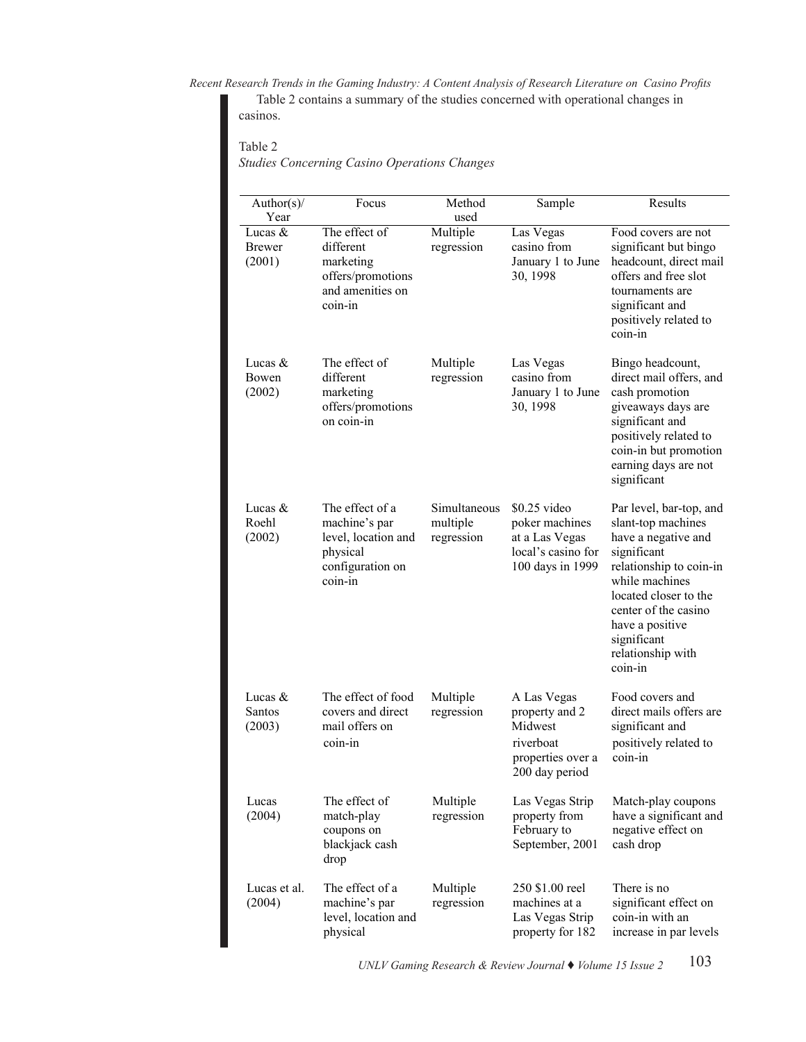Table 2 contains a summary of the studies concerned with operational changes in casinos.

Table 2
*Studies Concerning Casino Operations Changes*

| Author(s)/ Year | Focus | Method used | Sample | Results |
|---|---|---|---|---|
| Lucas & Brewer (2001) | The effect of different marketing offers/promotions and amenities on coin-in | Multiple regression | Las Vegas casino from January 1 to June 30, 1998 | Food covers are not significant but bingo headcount, direct mail offers and free slot tournaments are significant and positively related to coin-in |
| Lucas & Bowen (2002) | The effect of different marketing offers/promotions on coin-in | Multiple regression | Las Vegas casino from January 1 to June 30, 1998 | Bingo headcount, direct mail offers, and cash promotion giveaways days are significant and positively related to coin-in but promotion earning days are not significant |
| Lucas & Roehl (2002) | The effect of a machine's par level, location and physical configuration on coin-in | Simultaneous multiple regression | $0.25 video poker machines at a Las Vegas local's casino for 100 days in 1999 | Par level, bar-top, and slant-top machines have a negative and significant relationship to coin-in while machines located closer to the center of the casino have a positive significant relationship with coin-in |
| Lucas & Santos (2003) | The effect of food covers and direct mail offers on coin-in | Multiple regression | A Las Vegas property and 2 Midwest riverboat properties over a 200 day period | Food covers and direct mails offers are significant and positively related to coin-in |
| Lucas (2004) | The effect of match-play coupons on blackjack cash drop | Multiple regression | Las Vegas Strip property from February to September, 2001 | Match-play coupons have a significant and negative effect on cash drop |
| Lucas et al. (2004) | The effect of a machine's par level, location and physical | Multiple regression | 250 $1.00 reel machines at a Las Vegas Strip property for 182 | There is no significant effect on coin-in with an increase in par levels |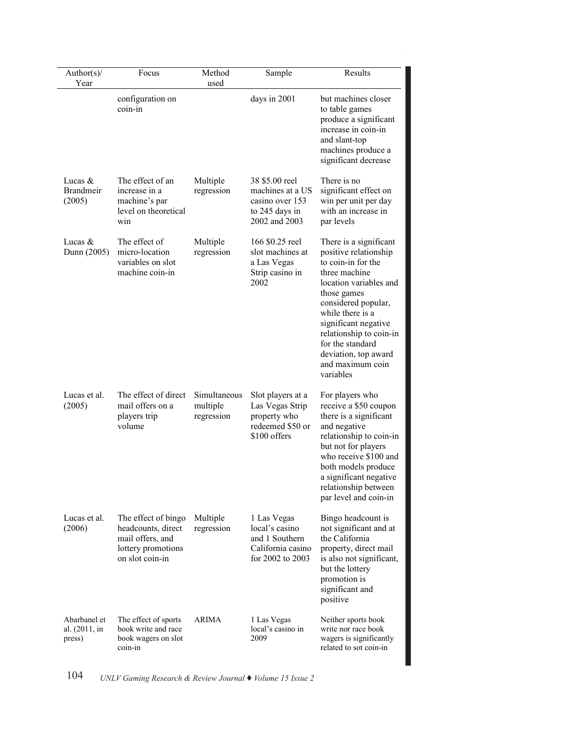| Author(s)/ Year | Focus | Method used | Sample | Results |
|---|---|---|---|---|
| | configuration on coin-in | | days in 2001 | but machines closer to table games produce a significant increase in coin-in and slant-top machines produce a significant decrease |
| Lucas & Brandmeir (2005) | The effect of an increase in a machine's par level on theoretical win | Multiple regression | 38 $5.00 reel machines at a US casino over 153 to 245 days in 2002 and 2003 | There is no significant effect on win per unit per day with an increase in par levels |
| Lucas & Dunn (2005) | The effect of micro-location variables on slot machine coin-in | Multiple regression | 166 $0.25 reel slot machines at a Las Vegas Strip casino in 2002 | There is a significant positive relationship to coin-in for the three machine location variables and those games considered popular, while there is a significant negative relationship to coin-in for the standard deviation, top award and maximum coin variables |
| Lucas et al. (2005) | The effect of direct mail offers on a players trip volume | Simultaneous multiple regression | Slot players at a Las Vegas Strip property who redeemed $50 or $100 offers | For players who receive a $50 coupon there is a significant and negative relationship to coin-in but not for players who receive $100 and both models produce a significant negative relationship between par level and coin-in |
| Lucas et al. (2006) | The effect of bingo headcounts, direct mail offers, and lottery promotions on slot coin-in | Multiple regression | 1 Las Vegas local's casino and 1 Southern California casino for 2002 to 2003 | Bingo headcount is not significant and at the California property, direct mail is also not significant, but the lottery promotion is significant and positive |
| Abarbanel et al. (2011, in press) | The effect of sports book write and race book wagers on slot coin-in | ARIMA | 1 Las Vegas local's casino in 2009 | Neither sports book write nor race book wagers is significantly related to sot coin-in |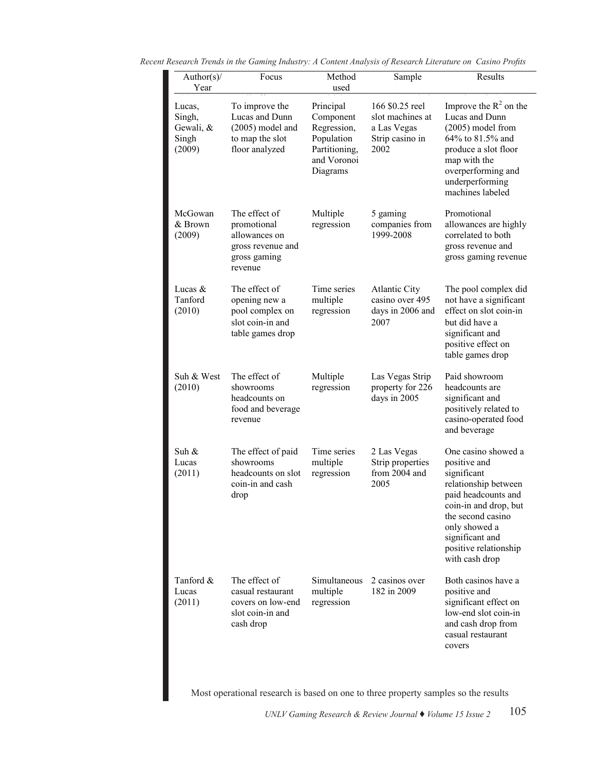| Author(s)/ Year | Focus | Method used | Sample | Results |
|---|---|---|---|---|
| Lucas, Singh, Gewali, & Singh (2009) | To improve the Lucas and Dunn (2005) model and to map the slot floor analyzed | Principal Component Regression, Population Partitioning, and Voronoi Diagrams | 166 $0.25 reel slot machines at a Las Vegas Strip casino in 2002 | Improve the $R^2$ on the Lucas and Dunn (2005) model from 64% to 81.5% and produce a slot floor map with the overperforming and underperforming machines labeled |
| McGowan & Brown (2009) | The effect of promotional allowances on gross revenue and gross gaming revenue | Multiple regression | 5 gaming companies from 1999-2008 | Promotional allowances are highly correlated to both gross revenue and gross gaming revenue |
| Lucas & Tanford (2010) | The effect of opening new a pool complex on slot coin-in and table games drop | Time series multiple regression | Atlantic City casino over 495 days in 2006 and 2007 | The pool complex did not have a significant effect on slot coin-in but did have a significant and positive effect on table games drop |
| Suh & West (2010) | The effect of showrooms headcounts on food and beverage revenue | Multiple regression | Las Vegas Strip property for 226 days in 2005 | Paid showroom headcounts are significant and positively related to casino-operated food and beverage |
| Suh & Lucas (2011) | The effect of paid showrooms headcounts on slot coin-in and cash drop | Time series multiple regression | 2 Las Vegas Strip properties from 2004 and 2005 | One casino showed a positive and significant relationship between paid headcounts and coin-in and drop, but the second casino only showed a significant and positive relationship with cash drop |
| Tanford & Lucas (2011) | The effect of casual restaurant covers on low-end slot coin-in and cash drop | Simultaneous multiple regression | 2 casinos over 182 in 2009 | Both casinos have a positive and significant effect on low-end slot coin-in and cash drop from casual restaurant covers |

Most operational research is based on one to three property samples so the results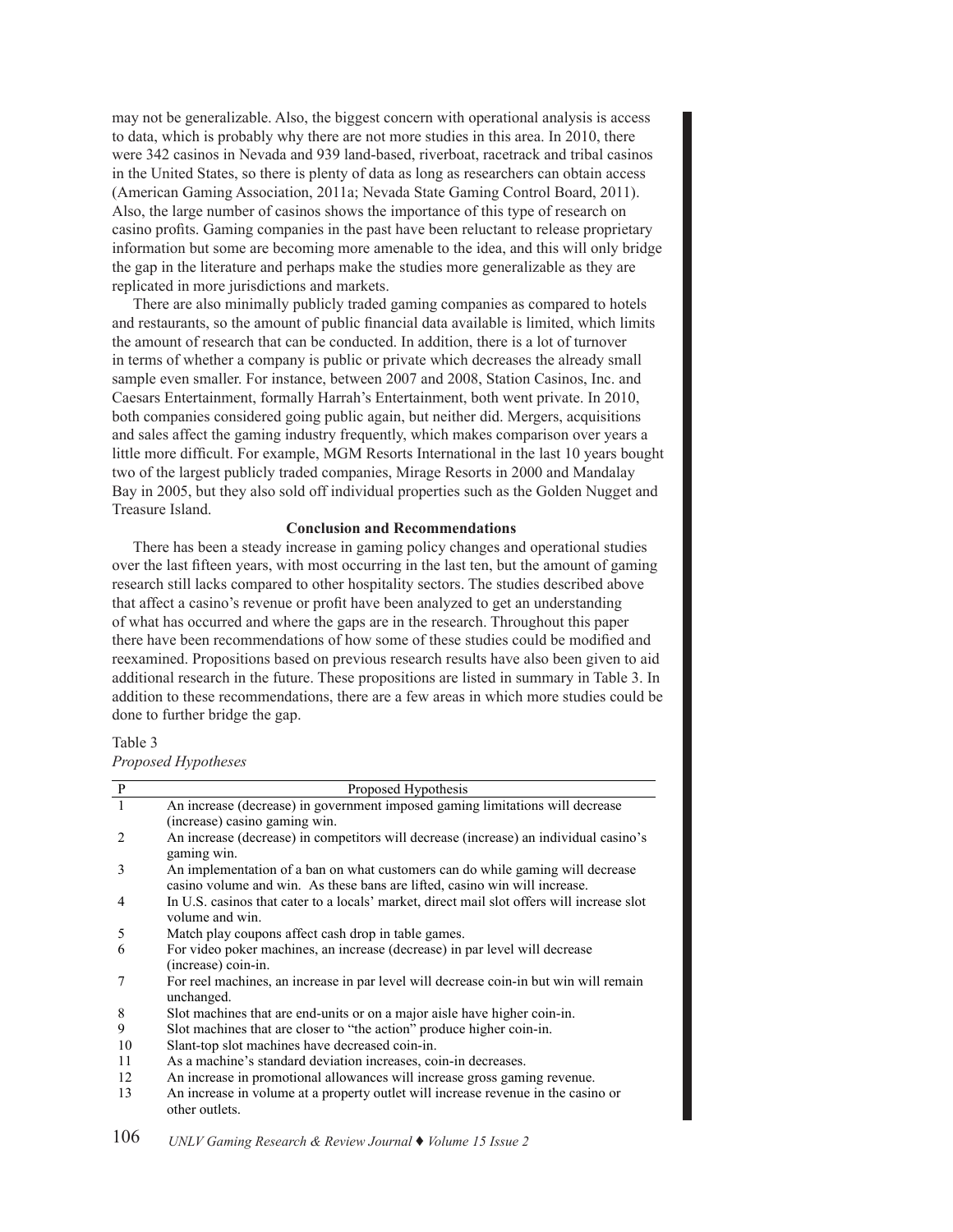may not be generalizable. Also, the biggest concern with operational analysis is access to data, which is probably why there are not more studies in this area. In 2010, there were 342 casinos in Nevada and 939 land-based, riverboat, racetrack and tribal casinos in the United States, so there is plenty of data as long as researchers can obtain access (American Gaming Association, 2011a; Nevada State Gaming Control Board, 2011). Also, the large number of casinos shows the importance of this type of research on casino profits. Gaming companies in the past have been reluctant to release proprietary information but some are becoming more amenable to the idea, and this will only bridge the gap in the literature and perhaps make the studies more generalizable as they are replicated in more jurisdictions and markets.

There are also minimally publicly traded gaming companies as compared to hotels and restaurants, so the amount of public financial data available is limited, which limits the amount of research that can be conducted. In addition, there is a lot of turnover in terms of whether a company is public or private which decreases the already small sample even smaller. For instance, between 2007 and 2008, Station Casinos, Inc. and Caesars Entertainment, formally Harrah's Entertainment, both went private. In 2010, both companies considered going public again, but neither did. Mergers, acquisitions and sales affect the gaming industry frequently, which makes comparison over years a little more difficult. For example, MGM Resorts International in the last 10 years bought two of the largest publicly traded companies, Mirage Resorts in 2000 and Mandalay Bay in 2005, but they also sold off individual properties such as the Golden Nugget and Treasure Island.

## Conclusion and Recommendations

There has been a steady increase in gaming policy changes and operational studies over the last fifteen years, with most occurring in the last ten, but the amount of gaming research still lacks compared to other hospitality sectors. The studies described above that affect a casino's revenue or profit have been analyzed to get an understanding of what has occurred and where the gaps are in the research. Throughout this paper there have been recommendations of how some of these studies could be modified and reexamined. Propositions based on previous research results have also been given to aid additional research in the future. These propositions are listed in summary in Table 3. In addition to these recommendations, there are a few areas in which more studies could be done to further bridge the gap.

Table 3

*Proposed Hypotheses*

| P | Proposed Hypothesis |
|---|---|
| 1 | An increase (decrease) in government imposed gaming limitations will decrease (increase) casino gaming win. |
| 2 | An increase (decrease) in competitors will decrease (increase) an individual casino's gaming win. |
| 3 | An implementation of a ban on what customers can do while gaming will decrease casino volume and win. As these bans are lifted, casino win will increase. |
| 4 | In U.S. casinos that cater to a locals' market, direct mail slot offers will increase slot volume and win. |
| 5 | Match play coupons affect cash drop in table games. |
| 6 | For video poker machines, an increase (decrease) in par level will decrease (increase) coin-in. |
| 7 | For reel machines, an increase in par level will decrease coin-in but win will remain unchanged. |
| 8 | Slot machines that are end-units or on a major aisle have higher coin-in. |
| 9 | Slot machines that are closer to "the action" produce higher coin-in. |
| 10 | Slant-top slot machines have decreased coin-in. |
| 11 | As a machine's standard deviation increases, coin-in decreases. |
| 12 | An increase in promotional allowances will increase gross gaming revenue. |
| 13 | An increase in volume at a property outlet will increase revenue in the casino or other outlets. |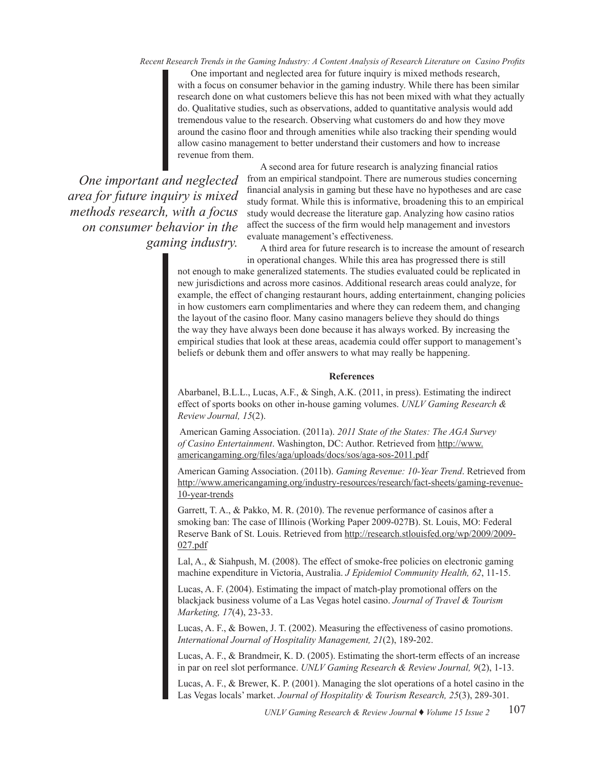One important and neglected area for future inquiry is mixed methods research, with a focus on consumer behavior in the gaming industry. While there has been similar research done on what customers believe this has not been mixed with what they actually do. Qualitative studies, such as observations, added to quantitative analysis would add tremendous value to the research. Observing what customers do and how they move around the casino floor and through amenities while also tracking their spending would allow casino management to better understand their customers and how to increase revenue from them.

*One important and neglected area for future inquiry is mixed methods research, with a focus on consumer behavior in the gaming industry.*

A second area for future research is analyzing financial ratios from an empirical standpoint. There are numerous studies concerning financial analysis in gaming but these have no hypotheses and are case study format. While this is informative, broadening this to an empirical study would decrease the literature gap. Analyzing how casino ratios affect the success of the firm would help management and investors evaluate management's effectiveness.

A third area for future research is to increase the amount of research in operational changes. While this area has progressed there is still not enough to make generalized statements. The studies evaluated could be replicated in new jurisdictions and across more casinos. Additional research areas could analyze, for example, the effect of changing restaurant hours, adding entertainment, changing policies in how customers earn complimentaries and where they can redeem them, and changing the layout of the casino floor. Many casino managers believe they should do things the way they have always been done because it has always worked. By increasing the empirical studies that look at these areas, academia could offer support to management's beliefs or debunk them and offer answers to what may really be happening.

**References**

Abarbanel, B.L.L., Lucas, A.F., & Singh, A.K. (2011, in press). Estimating the indirect effect of sports books on other in-house gaming volumes. *UNLV Gaming Research & Review Journal, 15*(2).

American Gaming Association. (2011a). *2011 State of the States: The AGA Survey of Casino Entertainment*. Washington, DC: Author. Retrieved from http://www.americangaming.org/files/aga/uploads/docs/sos/aga-sos-2011.pdf

American Gaming Association. (2011b). *Gaming Revenue: 10-Year Trend*. Retrieved from http://www.americangaming.org/industry-resources/research/fact-sheets/gaming-revenue-10-year-trends

Garrett, T. A., & Pakko, M. R. (2010). The revenue performance of casinos after a smoking ban: The case of Illinois (Working Paper 2009-027B). St. Louis, MO: Federal Reserve Bank of St. Louis. Retrieved from http://research.stlouisfed.org/wp/2009/2009-027.pdf

Lal, A., & Siahpush, M. (2008). The effect of smoke-free policies on electronic gaming machine expenditure in Victoria, Australia. *J Epidemiol Community Health, 62*, 11-15.

Lucas, A. F. (2004). Estimating the impact of match-play promotional offers on the blackjack business volume of a Las Vegas hotel casino. *Journal of Travel & Tourism Marketing, 17*(4), 23-33.

Lucas, A. F., & Bowen, J. T. (2002). Measuring the effectiveness of casino promotions. *International Journal of Hospitality Management, 21*(2), 189-202.

Lucas, A. F., & Brandmeir, K. D. (2005). Estimating the short-term effects of an increase in par on reel slot performance. *UNLV Gaming Research & Review Journal, 9*(2), 1-13.

Lucas, A. F., & Brewer, K. P. (2001). Managing the slot operations of a hotel casino in the Las Vegas locals' market. *Journal of Hospitality & Tourism Research, 25*(3), 289-301.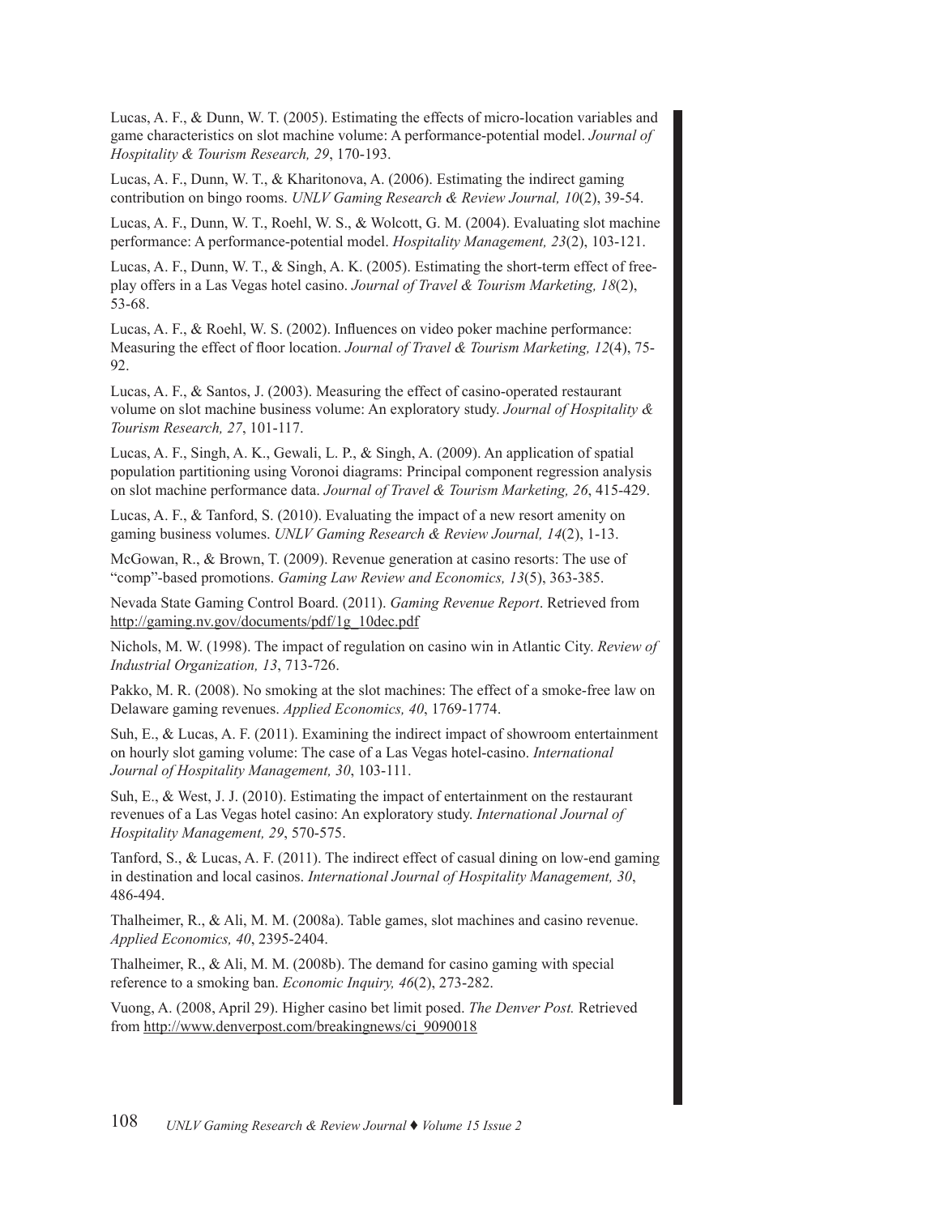Lucas, A. F., & Dunn, W. T. (2005). Estimating the effects of micro-location variables and game characteristics on slot machine volume: A performance-potential model. *Journal of Hospitality & Tourism Research, 29*, 170-193.

Lucas, A. F., Dunn, W. T., & Kharitonova, A. (2006). Estimating the indirect gaming contribution on bingo rooms. *UNLV Gaming Research & Review Journal, 10*(2), 39-54.

Lucas, A. F., Dunn, W. T., Roehl, W. S., & Wolcott, G. M. (2004). Evaluating slot machine performance: A performance-potential model. *Hospitality Management, 23*(2), 103-121.

Lucas, A. F., Dunn, W. T., & Singh, A. K. (2005). Estimating the short-term effect of free-play offers in a Las Vegas hotel casino. *Journal of Travel & Tourism Marketing, 18*(2), 53-68.

Lucas, A. F., & Roehl, W. S. (2002). Influences on video poker machine performance: Measuring the effect of floor location. *Journal of Travel & Tourism Marketing, 12*(4), 75-92.

Lucas, A. F., & Santos, J. (2003). Measuring the effect of casino-operated restaurant volume on slot machine business volume: An exploratory study. *Journal of Hospitality & Tourism Research, 27*, 101-117.

Lucas, A. F., Singh, A. K., Gewali, L. P., & Singh, A. (2009). An application of spatial population partitioning using Voronoi diagrams: Principal component regression analysis on slot machine performance data. *Journal of Travel & Tourism Marketing, 26*, 415-429.

Lucas, A. F., & Tanford, S. (2010). Evaluating the impact of a new resort amenity on gaming business volumes. *UNLV Gaming Research & Review Journal, 14*(2), 1-13.

McGowan, R., & Brown, T. (2009). Revenue generation at casino resorts: The use of "comp"-based promotions. *Gaming Law Review and Economics, 13*(5), 363-385.

Nevada State Gaming Control Board. (2011). *Gaming Revenue Report*. Retrieved from http://gaming.nv.gov/documents/pdf/1g_10dec.pdf

Nichols, M. W. (1998). The impact of regulation on casino win in Atlantic City. *Review of Industrial Organization, 13*, 713-726.

Pakko, M. R. (2008). No smoking at the slot machines: The effect of a smoke-free law on Delaware gaming revenues. *Applied Economics, 40*, 1769-1774.

Suh, E., & Lucas, A. F. (2011). Examining the indirect impact of showroom entertainment on hourly slot gaming volume: The case of a Las Vegas hotel-casino. *International Journal of Hospitality Management, 30*, 103-111.

Suh, E., & West, J. J. (2010). Estimating the impact of entertainment on the restaurant revenues of a Las Vegas hotel casino: An exploratory study. *International Journal of Hospitality Management, 29*, 570-575.

Tanford, S., & Lucas, A. F. (2011). The indirect effect of casual dining on low-end gaming in destination and local casinos. *International Journal of Hospitality Management, 30*, 486-494.

Thalheimer, R., & Ali, M. M. (2008a). Table games, slot machines and casino revenue. *Applied Economics, 40*, 2395-2404.

Thalheimer, R., & Ali, M. M. (2008b). The demand for casino gaming with special reference to a smoking ban. *Economic Inquiry, 46*(2), 273-282.

Vuong, A. (2008, April 29). Higher casino bet limit posed. *The Denver Post.* Retrieved from http://www.denverpost.com/breakingnews/ci_9090018